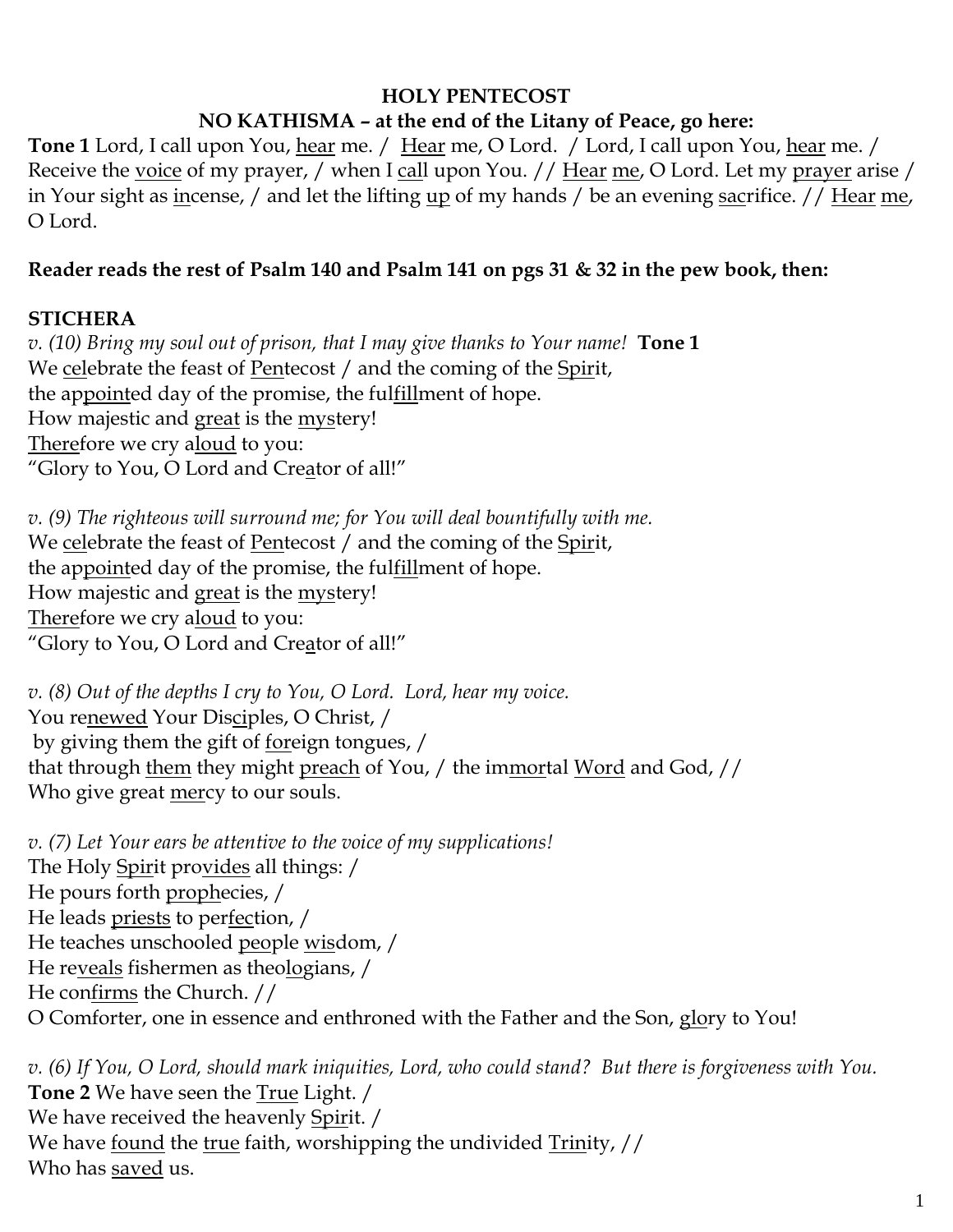**HOLY PENTECOST**

**NO KATHISMA – at the end of the Litany of Peace, go here:**

**Tone 1** Lord, I call upon You, <u>hear</u> me. / <u>Hear</u> me, O Lord. / Lord, I call upon You, <u>hear</u> me. / Receive the <u>voice</u> of my prayer, / when I <u>cal</u>l upon You. // <u>Hear</u> <u>me</u>, O Lord. Let my <u>prayer</u> arise / in Your sight as <u>in</u>cense, / and let the lifting <u>up</u> of my hands / be an evening <u>sac</u>rifice. // <u>Hear</u> <u>me</u>, O Lord.

**Reader reads the rest of Psalm 140 and Psalm 141 on pgs 31 & 32 in the pew book, then:**

**STICHERA**

*v. (10) Bring my soul out of prison, that I may give thanks to Your name!* **Tone 1**
We <u>cel</u>ebrate the feast of <u>Pen</u>tecost / and the coming of the <u>Spir</u>it,
the ap<u>point</u>ed day of the promise, the ful<u>fill</u>ment of hope.
How majestic and <u>great</u> is the <u>mys</u>tery!
<u>There</u>fore we cry a<u>loud</u> to you:
"Glory to You, O Lord and Cre<u>a</u>tor of all!"

*v. (9) The righteous will surround me; for You will deal bountifully with me.*
We <u>cel</u>ebrate the feast of <u>Pen</u>tecost / and the coming of the <u>Spir</u>it,
the ap<u>point</u>ed day of the promise, the ful<u>fill</u>ment of hope.
How majestic and <u>great</u> is the <u>mys</u>tery!
<u>There</u>fore we cry a<u>loud</u> to you:
"Glory to You, O Lord and Cre<u>a</u>tor of all!"

*v. (8) Out of the depths I cry to You, O Lord. Lord, hear my voice.*
You re<u>newed</u> Your Dis<u>ci</u>ples, O Christ, /
by giving them the gift of <u>for</u>eign tongues, /
that through <u>them</u> they might <u>preach</u> of You, / the im<u>mor</u>tal <u>Word</u> and God, //
Who give great <u>mer</u>cy to our souls.

*v. (7) Let Your ears be attentive to the voice of my supplications!*
The Holy <u>Spir</u>it pro<u>vides</u> all things: /
He pours forth <u>proph</u>ecies, /
He leads <u>priests</u> to per<u>fec</u>tion, /
He teaches unschooled <u>peo</u>ple <u>wis</u>dom, /
He re<u>veals</u> fishermen as theo<u>lo</u>gians, /
He con<u>firms</u> the Church. //
O Comforter, one in essence and enthroned with the Father and the Son, <u>glo</u>ry to You!

*v. (6) If You, O Lord, should mark iniquities, Lord, who could stand? But there is forgiveness with You.*
**Tone 2** We have seen the <u>True</u> Light. /
We have received the heavenly <u>Spir</u>it. /
We have <u>found</u> the <u>true</u> faith, worshipping the undivided <u>Trin</u>ity, //
Who has <u>saved</u> us.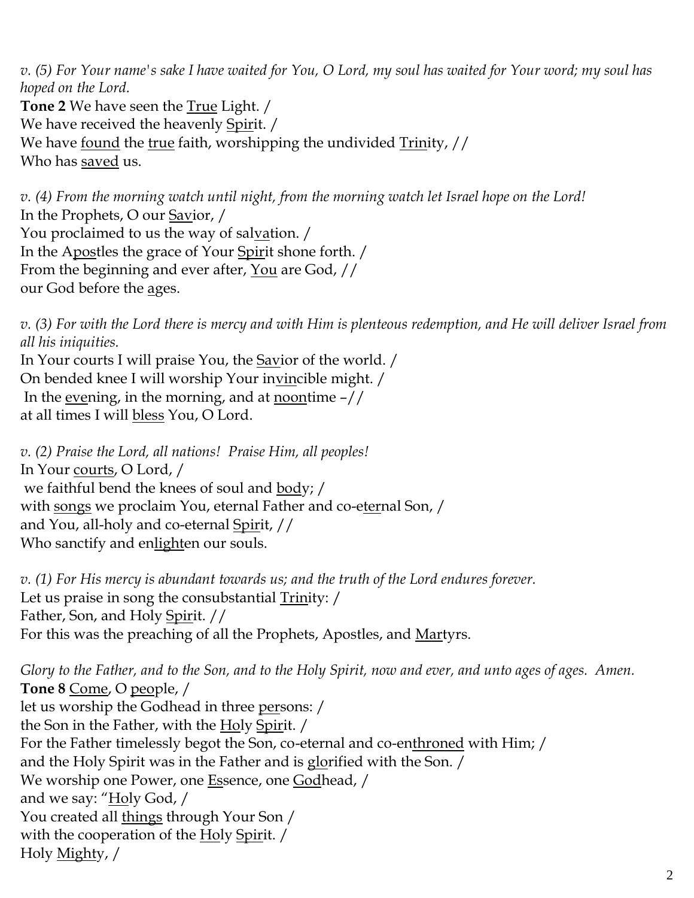*v. (5) For Your name's sake I have waited for You, O Lord, my soul has waited for Your word; my soul has hoped on the Lord.*
**Tone 2** We have seen the <u>True</u> Light. /
We have received the heavenly <u>Spir</u>it. /
We have <u>found</u> the <u>true</u> faith, worshipping the undivided <u>Trin</u>ity, //
Who has <u>saved</u> us.

*v. (4) From the morning watch until night, from the morning watch let Israel hope on the Lord!*
In the Prophets, O our <u>Sav</u>ior, /
You proclaimed to us the way of sal<u>va</u>tion. /
In the A<u>pos</u>tles the grace of Your <u>Spir</u>it shone forth. /
From the beginning and ever after, <u>You</u> are God, //
our God before the <u>a</u>ges.

*v. (3) For with the Lord there is mercy and with Him is plenteous redemption, and He will deliver Israel from all his iniquities.*
In Your courts I will praise You, the <u>Sav</u>ior of the world. /
On bended knee I will worship Your in<u>vin</u>cible might. /
In the <u>eve</u>ning, in the morning, and at <u>noon</u>time –//
at all times I will <u>bless</u> You, O Lord.

*v. (2) Praise the Lord, all nations! Praise Him, all peoples!*
In Your <u>courts</u>, O Lord, /
we faithful bend the knees of soul and <u>bod</u>y; /
with <u>songs</u> we proclaim You, eternal Father and co-e<u>ter</u>nal Son, /
and You, all-holy and co-eternal <u>Spir</u>it, //
Who sanctify and en<u>light</u>en our souls.

*v. (1) For His mercy is abundant towards us; and the truth of the Lord endures forever.*
Let us praise in song the consubstantial <u>Trin</u>ity: /
Father, Son, and Holy <u>Spir</u>it. //
For this was the preaching of all the Prophets, Apostles, and <u>Mar</u>tyrs.

*Glory to the Father, and to the Son, and to the Holy Spirit, now and ever, and unto ages of ages. Amen.*
**Tone 8** <u>Come</u>, O <u>peo</u>ple, /
let us worship the Godhead in three <u>per</u>sons: /
the Son in the Father, with the <u>Ho</u>ly <u>Spir</u>it. /
For the Father timelessly begot the Son, co-eternal and co-en<u>throned</u> with Him; /
and the Holy Spirit was in the Father and is <u>glo</u>rified with the Son. /
We worship one Power, one <u>Es</u>sence, one <u>God</u>head, /
and we say: "<u>Ho</u>ly God, /
You created all <u>things</u> through Your Son /
with the cooperation of the <u>Ho</u>ly <u>Spir</u>it. /
Holy <u>Might</u>y, /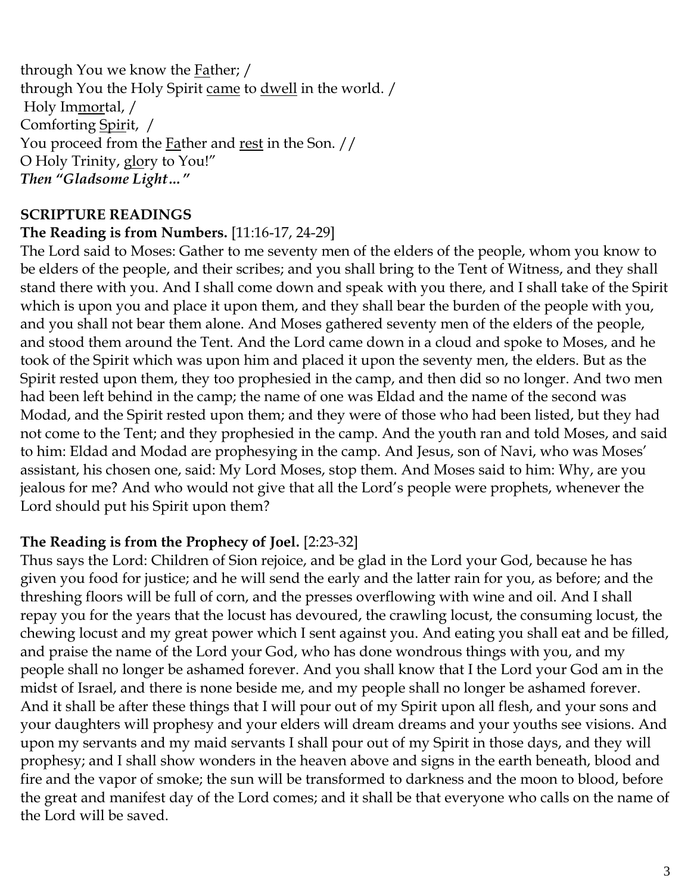through You we know the <u>Fa</u>ther; /
through You the Holy Spirit <u>came</u> to <u>dwell</u> in the world. /
Holy Im<u>mor</u>tal, /
Comforting <u>Spir</u>it, /
You proceed from the <u>Fa</u>ther and <u>rest</u> in the Son. //
O Holy Trinity, <u>glo</u>ry to You!"
***Then "Gladsome Light…"***

**SCRIPTURE READINGS**

**The Reading is from Numbers.** [11:16-17, 24-29]

The Lord said to Moses: Gather to me seventy men of the elders of the people, whom you know to be elders of the people, and their scribes; and you shall bring to the Tent of Witness, and they shall stand there with you. And I shall come down and speak with you there, and I shall take of the Spirit which is upon you and place it upon them, and they shall bear the burden of the people with you, and you shall not bear them alone. And Moses gathered seventy men of the elders of the people, and stood them around the Tent. And the Lord came down in a cloud and spoke to Moses, and he took of the Spirit which was upon him and placed it upon the seventy men, the elders. But as the Spirit rested upon them, they too prophesied in the camp, and then did so no longer. And two men had been left behind in the camp; the name of one was Eldad and the name of the second was Modad, and the Spirit rested upon them; and they were of those who had been listed, but they had not come to the Tent; and they prophesied in the camp. And the youth ran and told Moses, and said to him: Eldad and Modad are prophesying in the camp. And Jesus, son of Navi, who was Moses' assistant, his chosen one, said: My Lord Moses, stop them. And Moses said to him: Why, are you jealous for me? And who would not give that all the Lord's people were prophets, whenever the Lord should put his Spirit upon them?

**The Reading is from the Prophecy of Joel.** [2:23-32]

Thus says the Lord: Children of Sion rejoice, and be glad in the Lord your God, because he has given you food for justice; and he will send the early and the latter rain for you, as before; and the threshing floors will be full of corn, and the presses overflowing with wine and oil. And I shall repay you for the years that the locust has devoured, the crawling locust, the consuming locust, the chewing locust and my great power which I sent against you. And eating you shall eat and be filled, and praise the name of the Lord your God, who has done wondrous things with you, and my people shall no longer be ashamed forever. And you shall know that I the Lord your God am in the midst of Israel, and there is none beside me, and my people shall no longer be ashamed forever. And it shall be after these things that I will pour out of my Spirit upon all flesh, and your sons and your daughters will prophesy and your elders will dream dreams and your youths see visions. And upon my servants and my maid servants I shall pour out of my Spirit in those days, and they will prophesy; and I shall show wonders in the heaven above and signs in the earth beneath, blood and fire and the vapor of smoke; the sun will be transformed to darkness and the moon to blood, before the great and manifest day of the Lord comes; and it shall be that everyone who calls on the name of the Lord will be saved.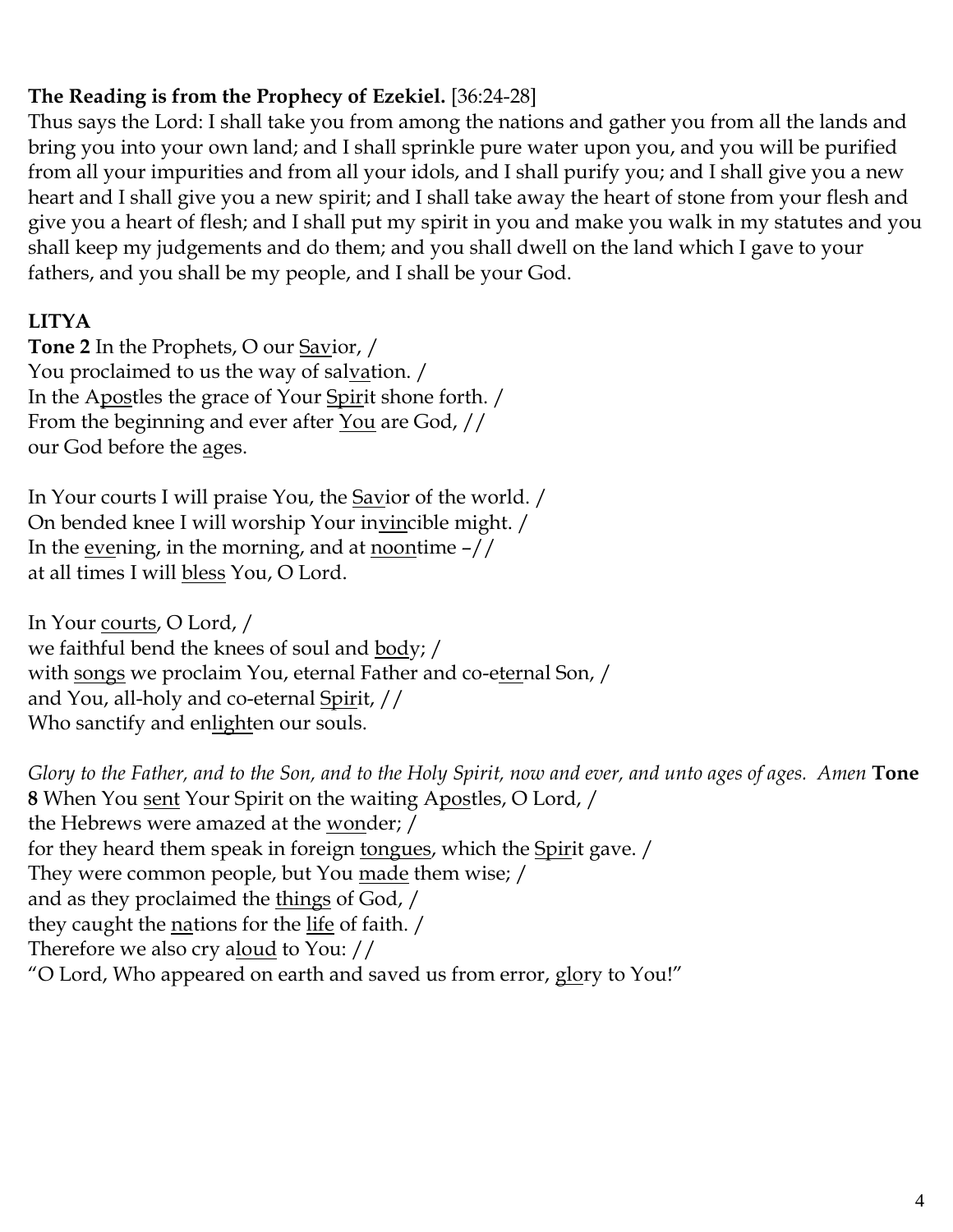**The Reading is from the Prophecy of Ezekiel.** [36:24-28]

Thus says the Lord: I shall take you from among the nations and gather you from all the lands and bring you into your own land; and I shall sprinkle pure water upon you, and you will be purified from all your impurities and from all your idols, and I shall purify you; and I shall give you a new heart and I shall give you a new spirit; and I shall take away the heart of stone from your flesh and give you a heart of flesh; and I shall put my spirit in you and make you walk in my statutes and you shall keep my judgements and do them; and you shall dwell on the land which I gave to your fathers, and you shall be my people, and I shall be your God.

**LITYA**

**Tone 2** In the Prophets, O our <u>Sav</u>ior, /
You proclaimed to us the way of sal<u>va</u>tion. /
In the A<u>pos</u>tles the grace of Your <u>Spir</u>it shone forth. /
From the beginning and ever after <u>You</u> are God, //
our God before the <u>a</u>ges.

In Your courts I will praise You, the <u>Sav</u>ior of the world. /
On bended knee I will worship Your in<u>vin</u>cible might. /
In the <u>eve</u>ning, in the morning, and at <u>noon</u>time –//
at all times I will <u>bless</u> You, O Lord.

In Your <u>courts</u>, O Lord, /
we faithful bend the knees of soul and <u>bod</u>y; /
with <u>songs</u> we proclaim You, eternal Father and co-e<u>ter</u>nal Son, /
and You, all-holy and co-eternal <u>Spir</u>it, //
Who sanctify and en<u>light</u>en our souls.

*Glory to the Father, and to the Son, and to the Holy Spirit, now and ever, and unto ages of ages. Amen* **Tone 8** When You <u>sent</u> Your Spirit on the waiting A<u>pos</u>tles, O Lord, /
the Hebrews were amazed at the <u>won</u>der; /
for they heard them speak in foreign <u>tongues</u>, which the <u>Spir</u>it gave. /
They were common people, but You <u>made</u> them wise; /
and as they proclaimed the <u>things</u> of God, /
they caught the <u>na</u>tions for the <u>life</u> of faith. /
Therefore we also cry a<u>loud</u> to You: //
"O Lord, Who appeared on earth and saved us from error, <u>glo</u>ry to You!"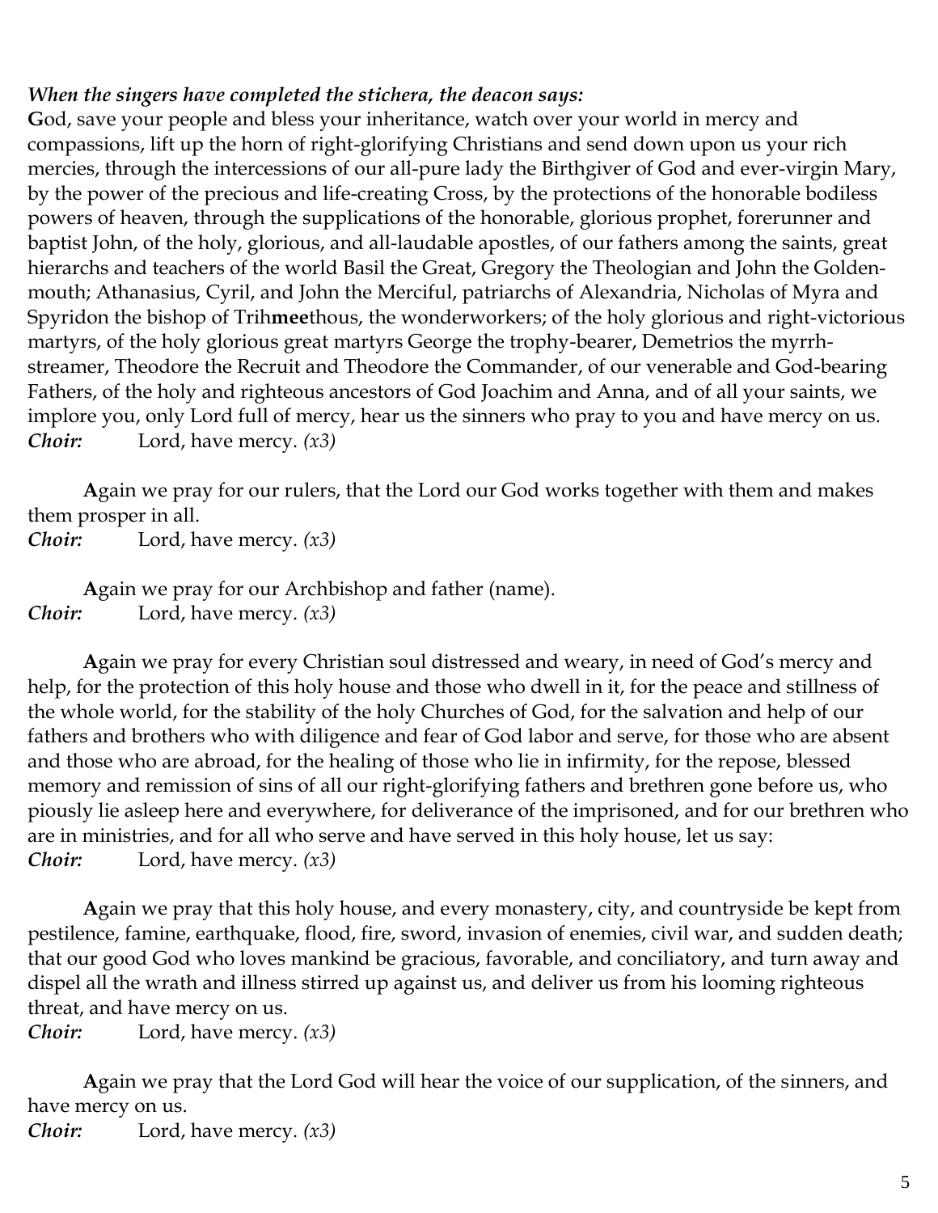***When the singers have completed the stichera, the deacon says:***

**G**od, save your people and bless your inheritance, watch over your world in mercy and compassions, lift up the horn of right-glorifying Christians and send down upon us your rich mercies, through the intercessions of our all-pure lady the Birthgiver of God and ever-virgin Mary, by the power of the precious and life-creating Cross, by the protections of the honorable bodiless powers of heaven, through the supplications of the honorable, glorious prophet, forerunner and baptist John, of the holy, glorious, and all-laudable apostles, of our fathers among the saints, great hierarchs and teachers of the world Basil the Great, Gregory the Theologian and John the Goldenmouth; Athanasius, Cyril, and John the Merciful, patriarchs of Alexandria, Nicholas of Myra and Spyridon the bishop of Trih**mee**thous, the wonderworkers; of the holy glorious and right-victorious martyrs, of the holy glorious great martyrs George the trophy-bearer, Demetrios the myrrh-streamer, Theodore the Recruit and Theodore the Commander, of our venerable and God-bearing Fathers, of the holy and righteous ancestors of God Joachim and Anna, and of all your saints, we implore you, only Lord full of mercy, hear us the sinners who pray to you and have mercy on us.
***Choir:*** Lord, have mercy. *(x3)*

**A**gain we pray for our rulers, that the Lord our God works together with them and makes them prosper in all.
***Choir:*** Lord, have mercy. *(x3)*

**A**gain we pray for our Archbishop and father (name).
***Choir:*** Lord, have mercy. *(x3)*

**A**gain we pray for every Christian soul distressed and weary, in need of God's mercy and help, for the protection of this holy house and those who dwell in it, for the peace and stillness of the whole world, for the stability of the holy Churches of God, for the salvation and help of our fathers and brothers who with diligence and fear of God labor and serve, for those who are absent and those who are abroad, for the healing of those who lie in infirmity, for the repose, blessed memory and remission of sins of all our right-glorifying fathers and brethren gone before us, who piously lie asleep here and everywhere, for deliverance of the imprisoned, and for our brethren who are in ministries, and for all who serve and have served in this holy house, let us say:
***Choir:*** Lord, have mercy. *(x3)*

**A**gain we pray that this holy house, and every monastery, city, and countryside be kept from pestilence, famine, earthquake, flood, fire, sword, invasion of enemies, civil war, and sudden death; that our good God who loves mankind be gracious, favorable, and conciliatory, and turn away and dispel all the wrath and illness stirred up against us, and deliver us from his looming righteous threat, and have mercy on us.
***Choir:*** Lord, have mercy. *(x3)*

**A**gain we pray that the Lord God will hear the voice of our supplication, of the sinners, and have mercy on us.
***Choir:*** Lord, have mercy. *(x3)*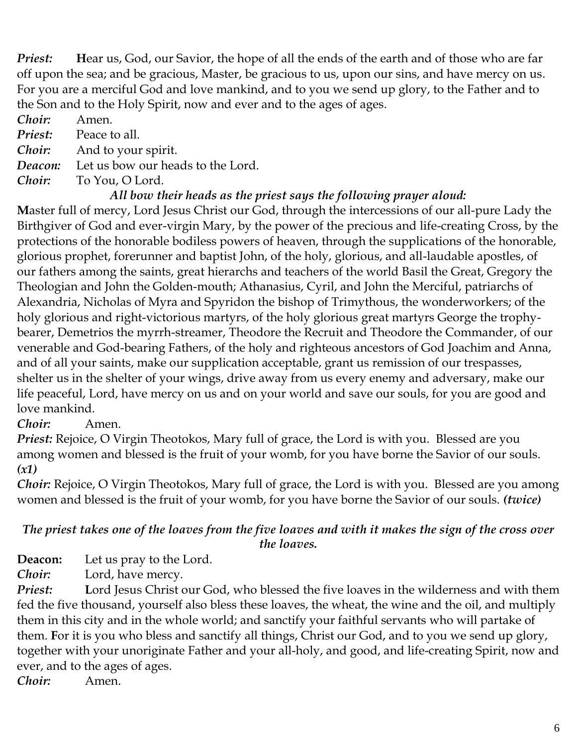***Priest:*** **H**ear us, God, our Savior, the hope of all the ends of the earth and of those who are far off upon the sea; and be gracious, Master, be gracious to us, upon our sins, and have mercy on us. For you are a merciful God and love mankind, and to you we send up glory, to the Father and to the Son and to the Holy Spirit, now and ever and to the ages of ages.

***Choir:*** Amen.

***Priest:*** Peace to all.

***Choir:*** And to your spirit.

***Deacon:*** Let us bow our heads to the Lord.

***Choir:*** To You, O Lord.

***All bow their heads as the priest says the following prayer aloud:***

**M**aster full of mercy, Lord Jesus Christ our God, through the intercessions of our all-pure Lady the Birthgiver of God and ever-virgin Mary, by the power of the precious and life-creating Cross, by the protections of the honorable bodiless powers of heaven, through the supplications of the honorable, glorious prophet, forerunner and baptist John, of the holy, glorious, and all-laudable apostles, of our fathers among the saints, great hierarchs and teachers of the world Basil the Great, Gregory the Theologian and John the Golden-mouth; Athanasius, Cyril, and John the Merciful, patriarchs of Alexandria, Nicholas of Myra and Spyridon the bishop of Trimythous, the wonderworkers; of the holy glorious and right-victorious martyrs, of the holy glorious great martyrs George the trophy-bearer, Demetrios the myrrh-streamer, Theodore the Recruit and Theodore the Commander, of our venerable and God-bearing Fathers, of the holy and righteous ancestors of God Joachim and Anna, and of all your saints, make our supplication acceptable, grant us remission of our trespasses, shelter us in the shelter of your wings, drive away from us every enemy and adversary, make our life peaceful, Lord, have mercy on us and on your world and save our souls, for you are good and love mankind.

***Choir:*** Amen.

***Priest:*** Rejoice, O Virgin Theotokos, Mary full of grace, the Lord is with you. Blessed are you among women and blessed is the fruit of your womb, for you have borne the Savior of our souls. ***(x1)***

***Choir:*** Rejoice, O Virgin Theotokos, Mary full of grace, the Lord is with you. Blessed are you among women and blessed is the fruit of your womb, for you have borne the Savior of our souls. ***(twice)***

***The priest takes one of the loaves from the five loaves and with it makes the sign of the cross over the loaves.***

**Deacon:** Let us pray to the Lord.

***Choir:*** Lord, have mercy.

***Priest:*** **L**ord Jesus Christ our God, who blessed the five loaves in the wilderness and with them fed the five thousand, yourself also bless these loaves, the wheat, the wine and the oil, and multiply them in this city and in the whole world; and sanctify your faithful servants who will partake of them. **F**or it is you who bless and sanctify all things, Christ our God, and to you we send up glory, together with your unoriginate Father and your all-holy, and good, and life-creating Spirit, now and ever, and to the ages of ages.

***Choir:*** Amen.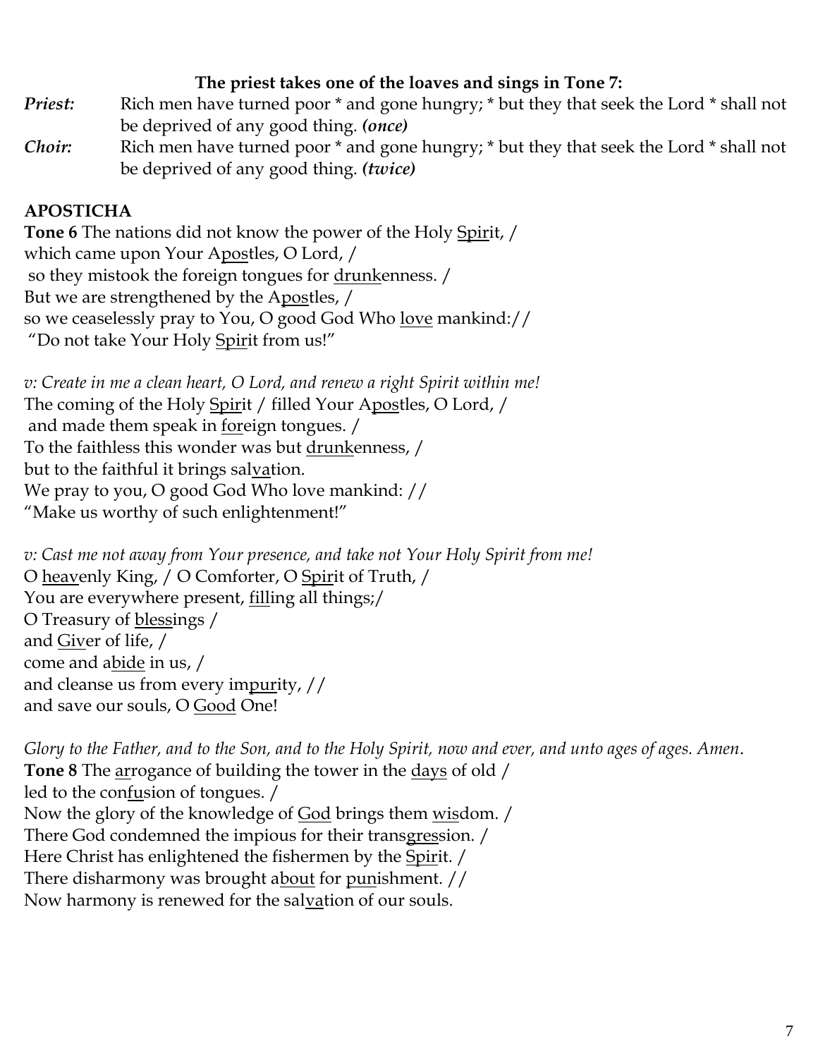**The priest takes one of the loaves and sings in Tone 7:**

***Priest:*** Rich men have turned poor * and gone hungry; * but they that seek the Lord * shall not be deprived of any good thing. ***(once)***

***Choir:*** Rich men have turned poor * and gone hungry; * but they that seek the Lord * shall not be deprived of any good thing. ***(twice)***

**APOSTICHA**

**Tone 6** The nations did not know the power of the Holy Spirit, /
which came upon Your Apostles, O Lord, /
so they mistook the foreign tongues for drunkenness. /
But we are strengthened by the Apostles, /
so we ceaselessly pray to You, O good God Who love mankind://
"Do not take Your Holy Spirit from us!"

*v: Create in me a clean heart, O Lord, and renew a right Spirit within me!*
The coming of the Holy Spirit / filled Your Apostles, O Lord, /
and made them speak in foreign tongues. /
To the faithless this wonder was but drunkenness, /
but to the faithful it brings salvation.
We pray to you, O good God Who love mankind: //
"Make us worthy of such enlightenment!"

*v: Cast me not away from Your presence, and take not Your Holy Spirit from me!*
O heavenly King, / O Comforter, O Spirit of Truth, /
You are everywhere present, filling all things;/
O Treasury of blessings /
and Giver of life, /
come and abide in us, /
and cleanse us from every impurity, //
and save our souls, O Good One!

*Glory to the Father, and to the Son, and to the Holy Spirit, now and ever, and unto ages of ages. Amen*.
**Tone 8** The arrogance of building the tower in the days of old /
led to the confusion of tongues. /
Now the glory of the knowledge of God brings them wisdom. /
There God condemned the impious for their transgression. /
Here Christ has enlightened the fishermen by the Spirit. /
There disharmony was brought about for punishment. //
Now harmony is renewed for the salvation of our souls.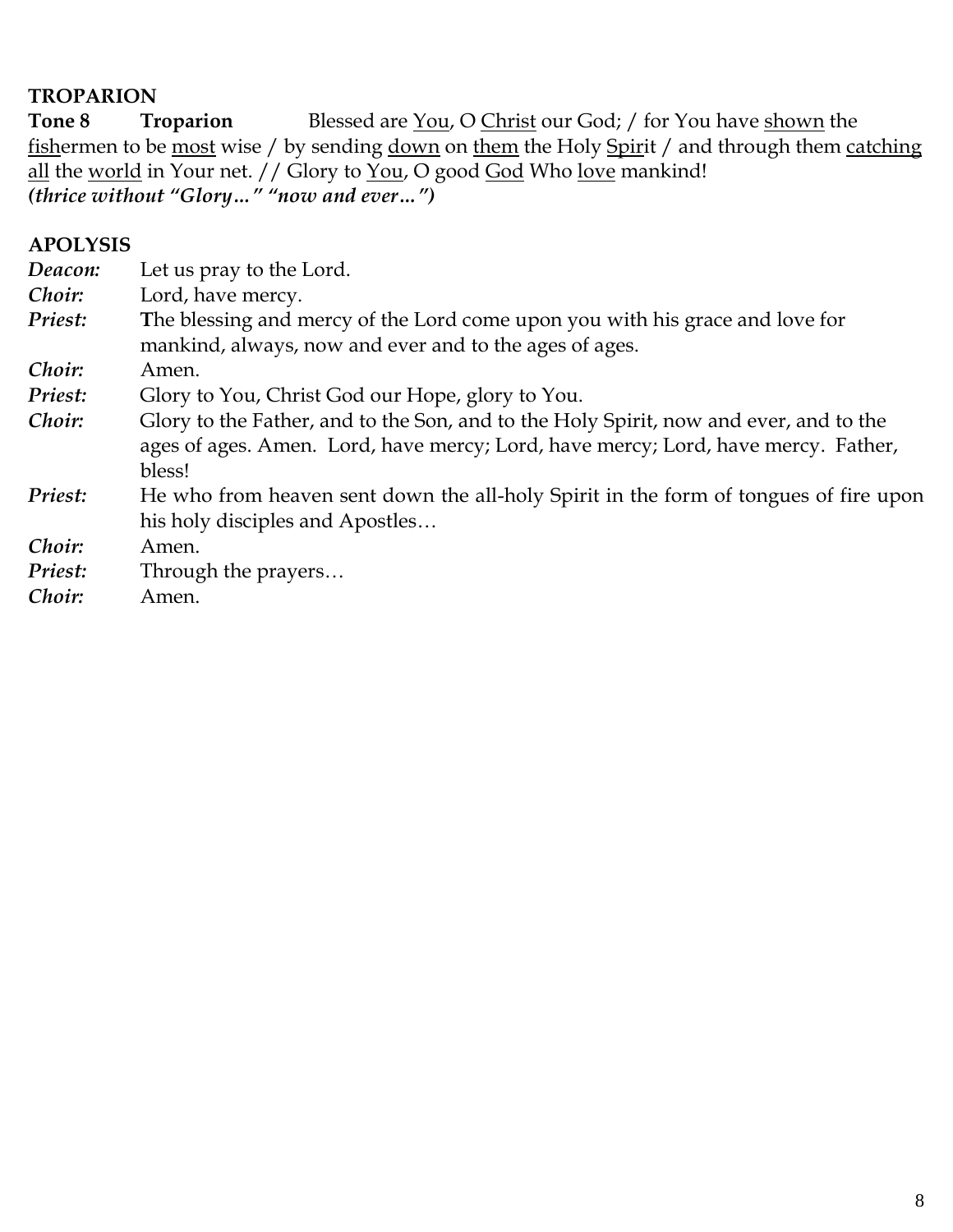**TROPARION**

**Tone 8 Troparion** Blessed are <u>You</u>, O <u>Christ</u> our God; / for You have <u>shown</u> the <u>fish</u>ermen to be <u>most</u> wise / by sending <u>down</u> on <u>them</u> the Holy <u>Spir</u>it / and through them <u>catching</u> <u>all</u> the <u>world</u> in Your net. // Glory to <u>You</u>, O good <u>God</u> Who <u>love</u> mankind!
***(thrice without "Glory…" "now and ever…")***

**APOLYSIS**

***Deacon:*** Let us pray to the Lord.

***Choir:*** Lord, have mercy.

***Priest:*** **T**he blessing and mercy of the Lord come upon you with his grace and love for mankind, always, now and ever and to the ages of ages.

***Choir:*** Amen.

***Priest:*** Glory to You, Christ God our Hope, glory to You.

***Choir:*** Glory to the Father, and to the Son, and to the Holy Spirit, now and ever, and to the ages of ages. Amen. Lord, have mercy; Lord, have mercy; Lord, have mercy. Father, bless!

***Priest:*** He who from heaven sent down the all-holy Spirit in the form of tongues of fire upon his holy disciples and Apostles…

***Choir:*** Amen.

***Priest:*** Through the prayers…

***Choir:*** Amen.